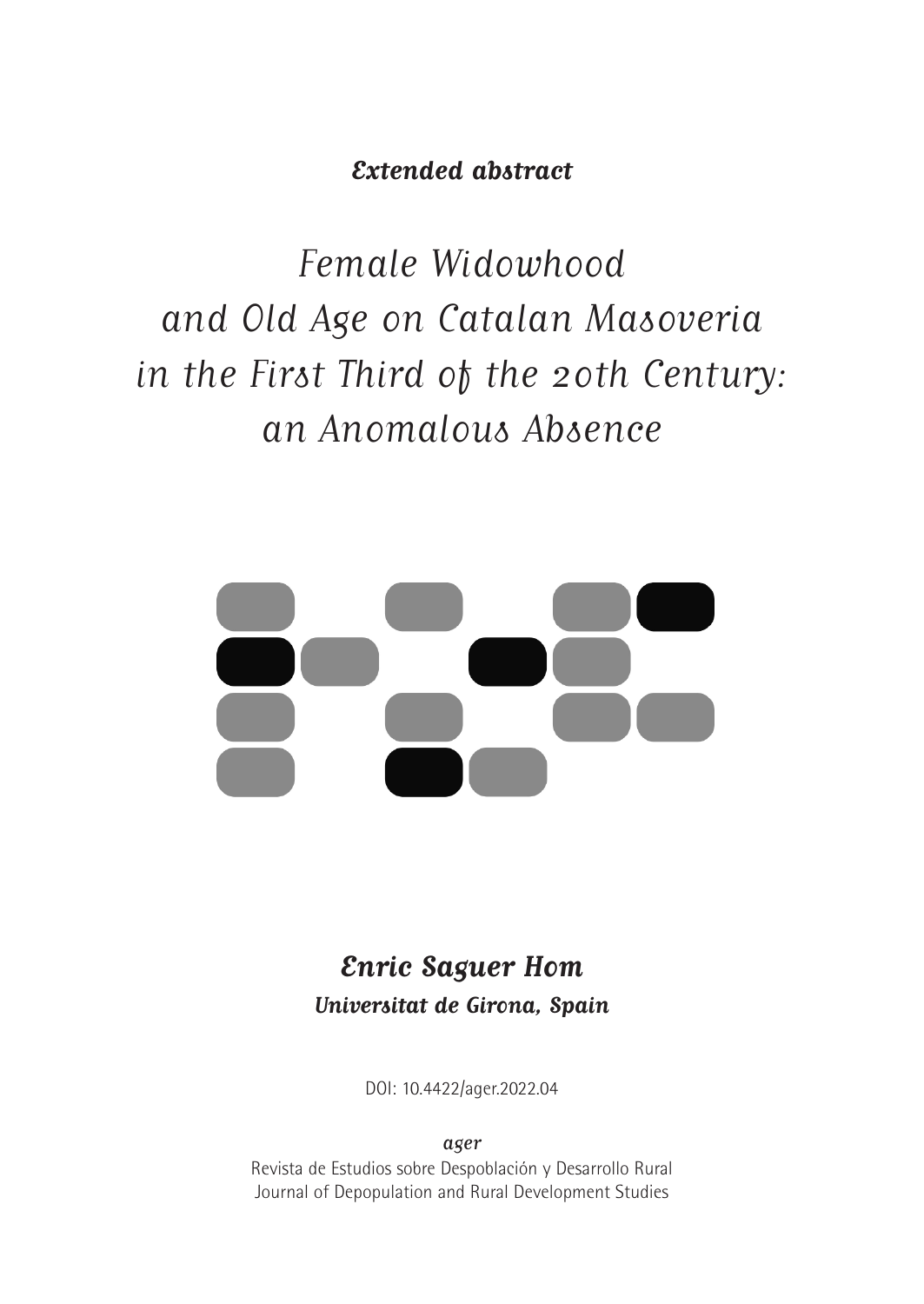*Extended abstract*

# Female Widowhood and Old Age on Catalan Masoveria in the First Third of the 20th Century: an Anomalous Absence

***Enric Saguer Hom***

***Universitat de Girona, Spain***

DOI: 10.4422/ager.2022.04

*ager*

Revista de Estudios sobre Despoblación y Desarrollo Rural

Journal of Depopulation and Rural Development Studies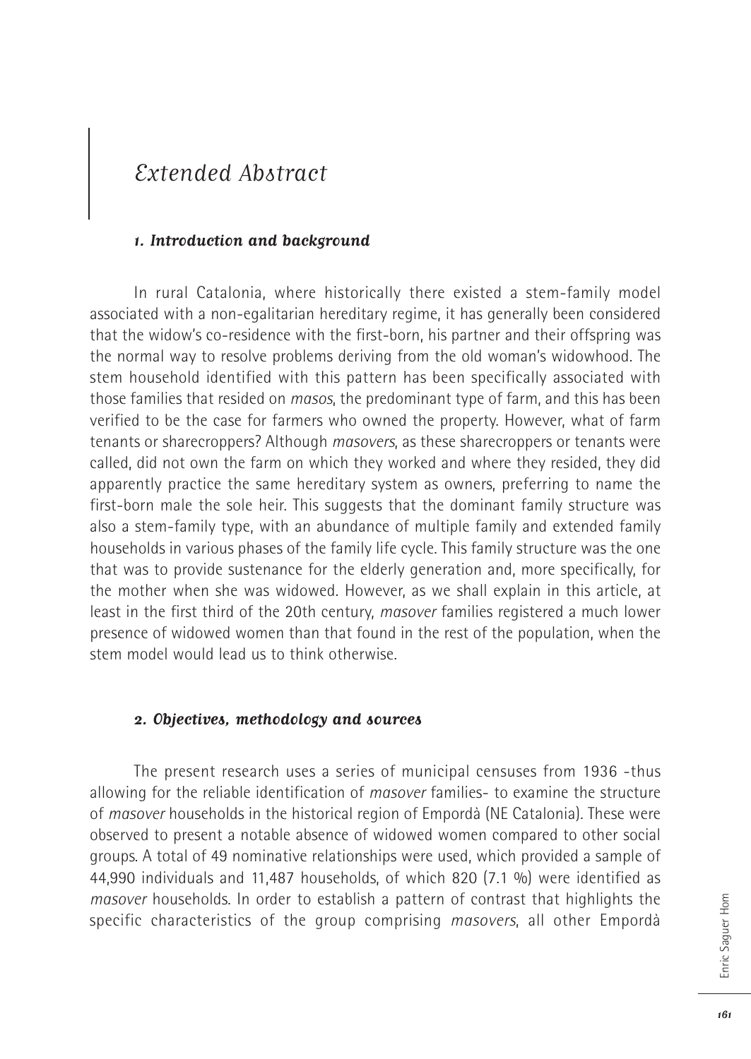# *Extended Abstract*

### *1. Introduction and background*

In rural Catalonia, where historically there existed a stem-family model associated with a non-egalitarian hereditary regime, it has generally been considered that the widow's co-residence with the first-born, his partner and their offspring was the normal way to resolve problems deriving from the old woman's widowhood. The stem household identified with this pattern has been specifically associated with those families that resided on *masos*, the predominant type of farm, and this has been verified to be the case for farmers who owned the property. However, what of farm tenants or sharecroppers? Although *masovers*, as these sharecroppers or tenants were called, did not own the farm on which they worked and where they resided, they did apparently practice the same hereditary system as owners, preferring to name the first-born male the sole heir. This suggests that the dominant family structure was also a stem-family type, with an abundance of multiple family and extended family households in various phases of the family life cycle. This family structure was the one that was to provide sustenance for the elderly generation and, more specifically, for the mother when she was widowed. However, as we shall explain in this article, at least in the first third of the 20th century, *masover* families registered a much lower presence of widowed women than that found in the rest of the population, when the stem model would lead us to think otherwise.

### *2. Objectives, methodology and sources*

The present research uses a series of municipal censuses from 1936 -thus allowing for the reliable identification of *masover* families- to examine the structure of *masover* households in the historical region of Empordà (NE Catalonia). These were observed to present a notable absence of widowed women compared to other social groups. A total of 49 nominative relationships were used, which provided a sample of 44,990 individuals and 11,487 households, of which 820 (7.1 %) were identified as *masover* households. In order to establish a pattern of contrast that highlights the specific characteristics of the group comprising *masovers*, all other Empordà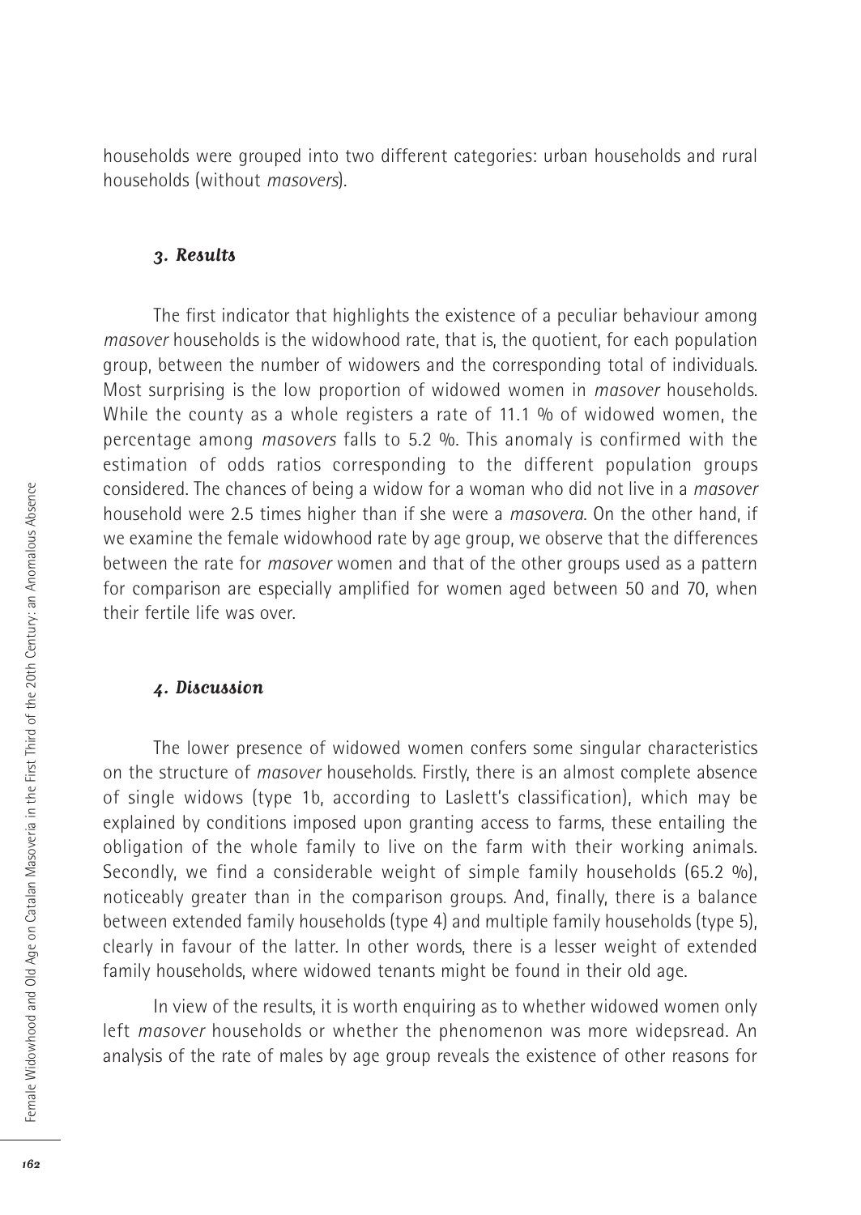households were grouped into two different categories: urban households and rural households (without *masovers*).

### *3. Results*

The first indicator that highlights the existence of a peculiar behaviour among *masover* households is the widowhood rate, that is, the quotient, for each population group, between the number of widowers and the corresponding total of individuals. Most surprising is the low proportion of widowed women in *masover* households. While the county as a whole registers a rate of 11.1 % of widowed women, the percentage among *masovers* falls to 5.2 %. This anomaly is confirmed with the estimation of odds ratios corresponding to the different population groups considered. The chances of being a widow for a woman who did not live in a *masover* household were 2.5 times higher than if she were a *masovera*. On the other hand, if we examine the female widowhood rate by age group, we observe that the differences between the rate for *masover* women and that of the other groups used as a pattern for comparison are especially amplified for women aged between 50 and 70, when their fertile life was over.

### *4. Discussion*

The lower presence of widowed women confers some singular characteristics on the structure of *masover* households. Firstly, there is an almost complete absence of single widows (type 1b, according to Laslett's classification), which may be explained by conditions imposed upon granting access to farms, these entailing the obligation of the whole family to live on the farm with their working animals. Secondly, we find a considerable weight of simple family households (65.2 %), noticeably greater than in the comparison groups. And, finally, there is a balance between extended family households (type 4) and multiple family households (type 5), clearly in favour of the latter. In other words, there is a lesser weight of extended family households, where widowed tenants might be found in their old age.

In view of the results, it is worth enquiring as to whether widowed women only left *masover* households or whether the phenomenon was more widepsread. An analysis of the rate of males by age group reveals the existence of other reasons for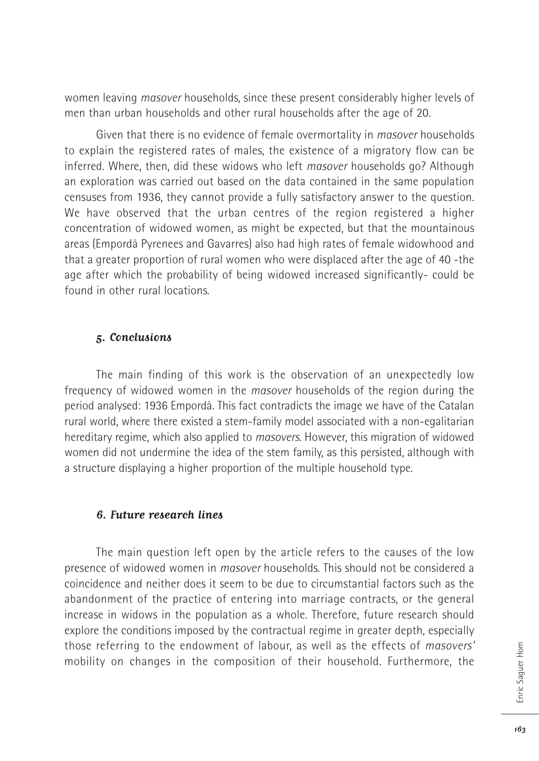women leaving *masover* households, since these present considerably higher levels of men than urban households and other rural households after the age of 20.

Given that there is no evidence of female overmortality in *masover* households to explain the registered rates of males, the existence of a migratory flow can be inferred. Where, then, did these widows who left *masover* households go? Although an exploration was carried out based on the data contained in the same population censuses from 1936, they cannot provide a fully satisfactory answer to the question. We have observed that the urban centres of the region registered a higher concentration of widowed women, as might be expected, but that the mountainous areas (Empordà Pyrenees and Gavarres) also had high rates of female widowhood and that a greater proportion of rural women who were displaced after the age of 40 -the age after which the probability of being widowed increased significantly- could be found in other rural locations.

## *5. Conclusions*

The main finding of this work is the observation of an unexpectedly low frequency of widowed women in the *masover* households of the region during the period analysed: 1936 Empordà. This fact contradicts the image we have of the Catalan rural world, where there existed a stem-family model associated with a non-egalitarian hereditary regime, which also applied to *masovers*. However, this migration of widowed women did not undermine the idea of the stem family, as this persisted, although with a structure displaying a higher proportion of the multiple household type.

## *6. Future research lines*

The main question left open by the article refers to the causes of the low presence of widowed women in *masover* households. This should not be considered a coincidence and neither does it seem to be due to circumstantial factors such as the abandonment of the practice of entering into marriage contracts, or the general increase in widows in the population as a whole. Therefore, future research should explore the conditions imposed by the contractual regime in greater depth, especially those referring to the endowment of labour, as well as the effects of *masovers'* mobility on changes in the composition of their household. Furthermore, the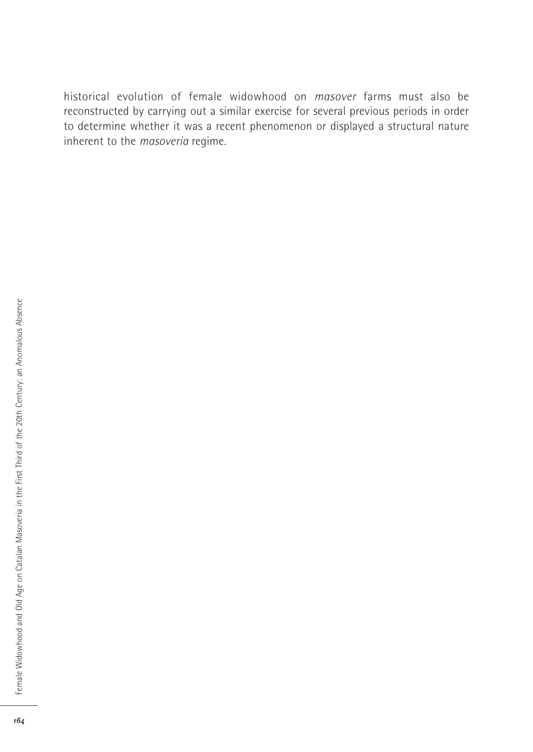historical evolution of female widowhood on *masover* farms must also be reconstructed by carrying out a similar exercise for several previous periods in order to determine whether it was a recent phenomenon or displayed a structural nature inherent to the *masoveria* regime.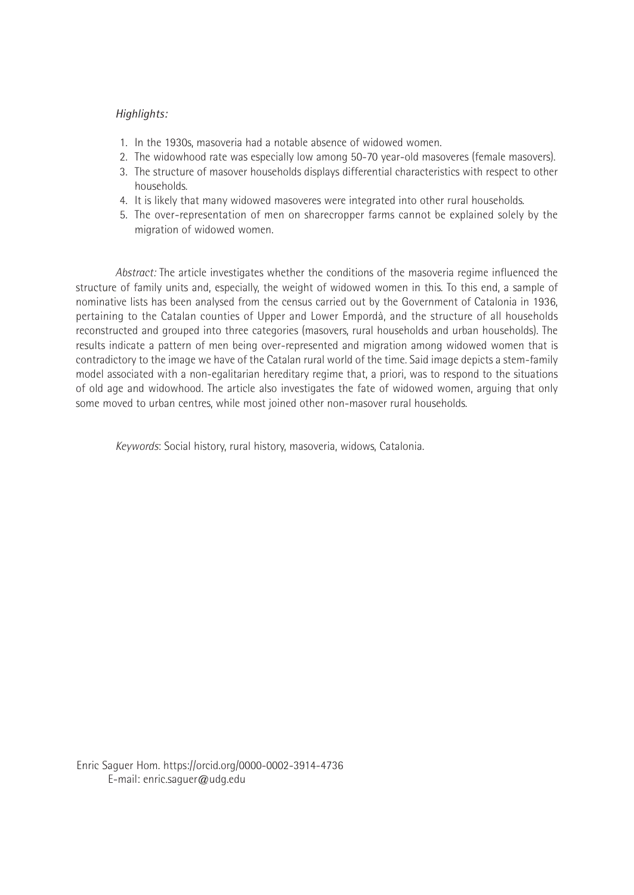*Highlights:*

1. In the 1930s, masoveria had a notable absence of widowed women.
2. The widowhood rate was especially low among 50-70 year-old masoveres (female masovers).
3. The structure of masover households displays differential characteristics with respect to other households.
4. It is likely that many widowed masoveres were integrated into other rural households.
5. The over-representation of men on sharecropper farms cannot be explained solely by the migration of widowed women.

*Abstract:* The article investigates whether the conditions of the masoveria regime influenced the structure of family units and, especially, the weight of widowed women in this. To this end, a sample of nominative lists has been analysed from the census carried out by the Government of Catalonia in 1936, pertaining to the Catalan counties of Upper and Lower Empordà, and the structure of all households reconstructed and grouped into three categories (masovers, rural households and urban households). The results indicate a pattern of men being over-represented and migration among widowed women that is contradictory to the image we have of the Catalan rural world of the time. Said image depicts a stem-family model associated with a non-egalitarian hereditary regime that, a priori, was to respond to the situations of old age and widowhood. The article also investigates the fate of widowed women, arguing that only some moved to urban centres, while most joined other non-masover rural households.

*Keywords*: Social history, rural history, masoveria, widows, Catalonia.

Enric Saguer Hom. https://orcid.org/0000-0002-3914-4736
E-mail: enric.saguer@udg.edu